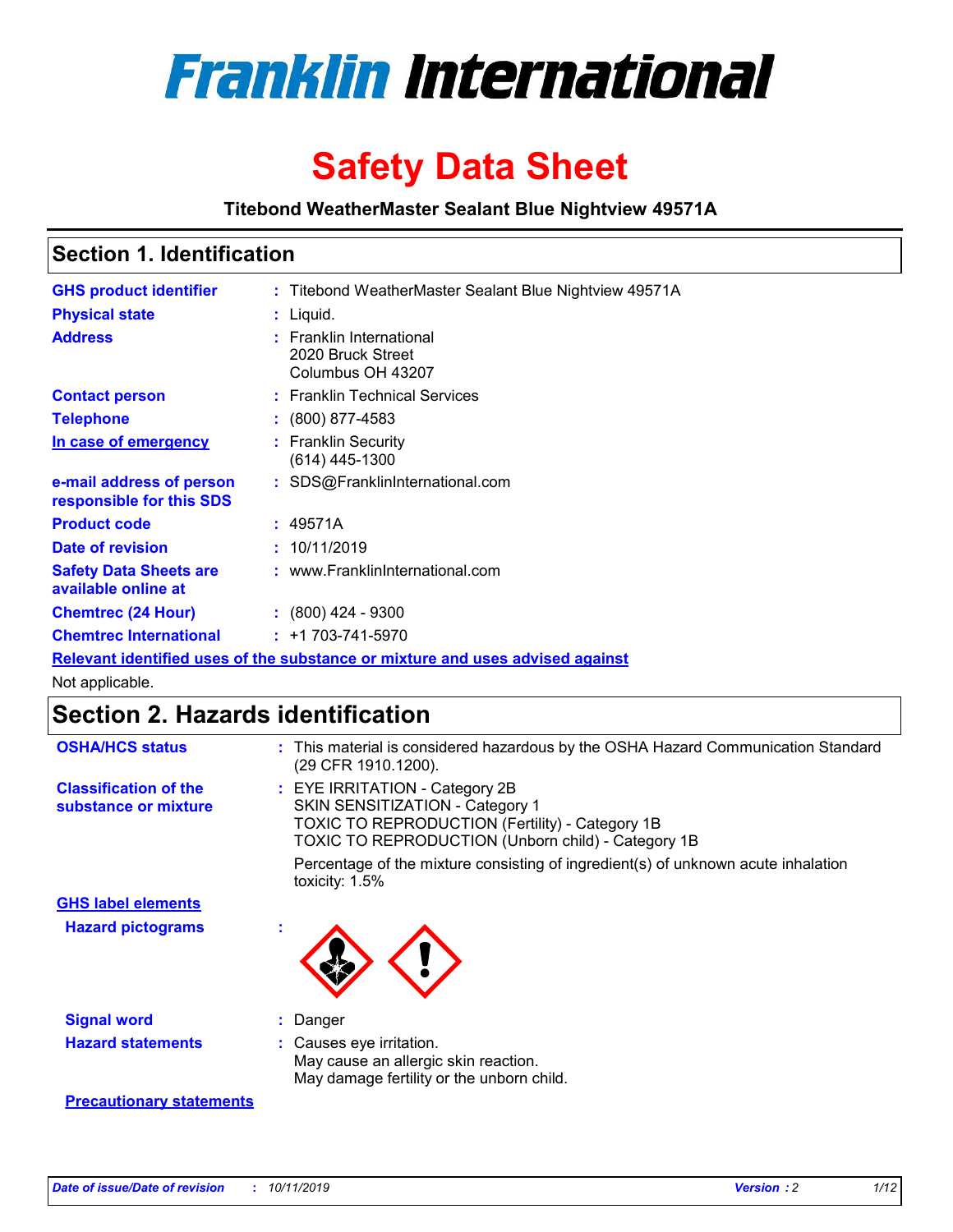# Franklin International

# Safety Data Sheet

**Titebond WeatherMaster Sealant Blue Nightview 49571A**

## Section 1. Identification

| | | |
|---|---|---|
| **GHS product identifier** | : | Titebond WeatherMaster Sealant Blue Nightview 49571A |
| **Physical state** | : | Liquid. |
| **Address** | : | Franklin International<br>2020 Bruck Street<br>Columbus OH 43207 |
| **Contact person** | : | Franklin Technical Services |
| **Telephone** | : | (800) 877-4583 |
| **In case of emergency** | : | Franklin Security<br>(614) 445-1300 |
| **e-mail address of person responsible for this SDS** | : | SDS@FranklinInternational.com |
| **Product code** | : | 49571A |
| **Date of revision** | : | 10/11/2019 |
| **Safety Data Sheets are available online at** | : | www.FranklinInternational.com |
| **Chemtrec (24 Hour)** | : | (800) 424 - 9300 |
| **Chemtrec International** | : | +1 703-741-5970 |

**Relevant identified uses of the substance or mixture and uses advised against**

Not applicable.

## Section 2. Hazards identification

| | | |
|---|---|---|
| **OSHA/HCS status** | : | This material is considered hazardous by the OSHA Hazard Communication Standard (29 CFR 1910.1200). |
| **Classification of the substance or mixture** | : | EYE IRRITATION - Category 2B<br>SKIN SENSITIZATION - Category 1<br>TOXIC TO REPRODUCTION (Fertility) - Category 1B<br>TOXIC TO REPRODUCTION (Unborn child) - Category 1B<br><br>Percentage of the mixture consisting of ingredient(s) of unknown acute inhalation toxicity: 1.5% |

**GHS label elements**

| | | |
|---|---|---|
| **Hazard pictograms** | : | |
| **Signal word** | : | Danger |
| **Hazard statements** | : | Causes eye irritation.<br>May cause an allergic skin reaction.<br>May damage fertility or the unborn child. |

**Precautionary statements**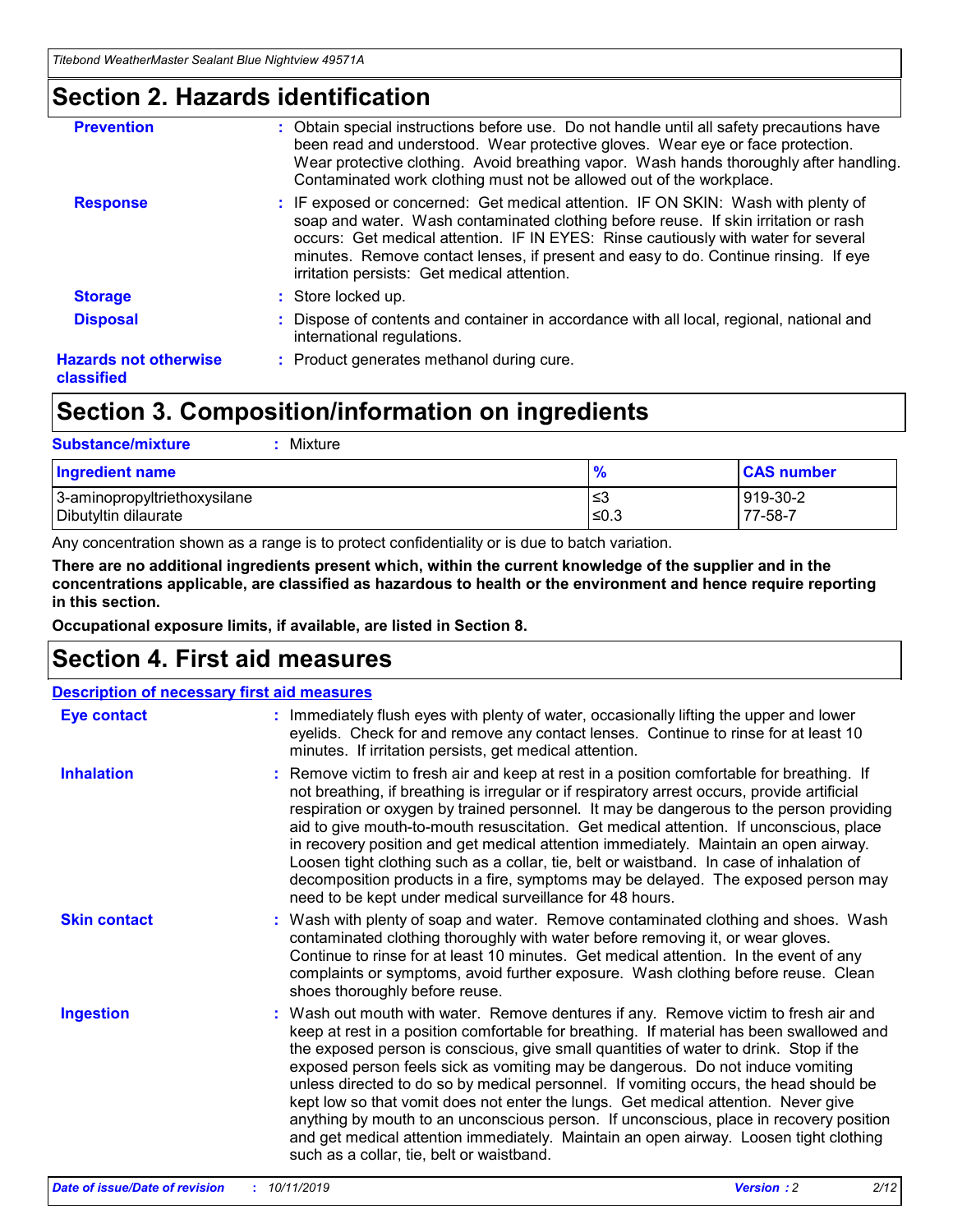## Section 2. Hazards identification

**Prevention** : Obtain special instructions before use. Do not handle until all safety precautions have been read and understood. Wear protective gloves. Wear eye or face protection. Wear protective clothing. Avoid breathing vapor. Wash hands thoroughly after handling. Contaminated work clothing must not be allowed out of the workplace.

**Response** : IF exposed or concerned: Get medical attention. IF ON SKIN: Wash with plenty of soap and water. Wash contaminated clothing before reuse. If skin irritation or rash occurs: Get medical attention. IF IN EYES: Rinse cautiously with water for several minutes. Remove contact lenses, if present and easy to do. Continue rinsing. If eye irritation persists: Get medical attention.

**Storage** : Store locked up.

**Disposal** : Dispose of contents and container in accordance with all local, regional, national and international regulations.

**Hazards not otherwise classified** : Product generates methanol during cure.

## Section 3. Composition/information on ingredients

**Substance/mixture** : Mixture

| Ingredient name | % | CAS number |
| --- | --- | --- |
| 3-aminopropyltriethoxysilane | ≤3 | 919-30-2 |
| Dibutyltin dilaurate | ≤0.3 | 77-58-7 |

Any concentration shown as a range is to protect confidentiality or is due to batch variation.

**There are no additional ingredients present which, within the current knowledge of the supplier and in the concentrations applicable, are classified as hazardous to health or the environment and hence require reporting in this section.**

**Occupational exposure limits, if available, are listed in Section 8.**

## Section 4. First aid measures

**Description of necessary first aid measures**

**Eye contact** : Immediately flush eyes with plenty of water, occasionally lifting the upper and lower eyelids. Check for and remove any contact lenses. Continue to rinse for at least 10 minutes. If irritation persists, get medical attention.

**Inhalation** : Remove victim to fresh air and keep at rest in a position comfortable for breathing. If not breathing, if breathing is irregular or if respiratory arrest occurs, provide artificial respiration or oxygen by trained personnel. It may be dangerous to the person providing aid to give mouth-to-mouth resuscitation. Get medical attention. If unconscious, place in recovery position and get medical attention immediately. Maintain an open airway. Loosen tight clothing such as a collar, tie, belt or waistband. In case of inhalation of decomposition products in a fire, symptoms may be delayed. The exposed person may need to be kept under medical surveillance for 48 hours.

**Skin contact** : Wash with plenty of soap and water. Remove contaminated clothing and shoes. Wash contaminated clothing thoroughly with water before removing it, or wear gloves. Continue to rinse for at least 10 minutes. Get medical attention. In the event of any complaints or symptoms, avoid further exposure. Wash clothing before reuse. Clean shoes thoroughly before reuse.

**Ingestion** : Wash out mouth with water. Remove dentures if any. Remove victim to fresh air and keep at rest in a position comfortable for breathing. If material has been swallowed and the exposed person is conscious, give small quantities of water to drink. Stop if the exposed person feels sick as vomiting may be dangerous. Do not induce vomiting unless directed to do so by medical personnel. If vomiting occurs, the head should be kept low so that vomit does not enter the lungs. Get medical attention. Never give anything by mouth to an unconscious person. If unconscious, place in recovery position and get medical attention immediately. Maintain an open airway. Loosen tight clothing such as a collar, tie, belt or waistband.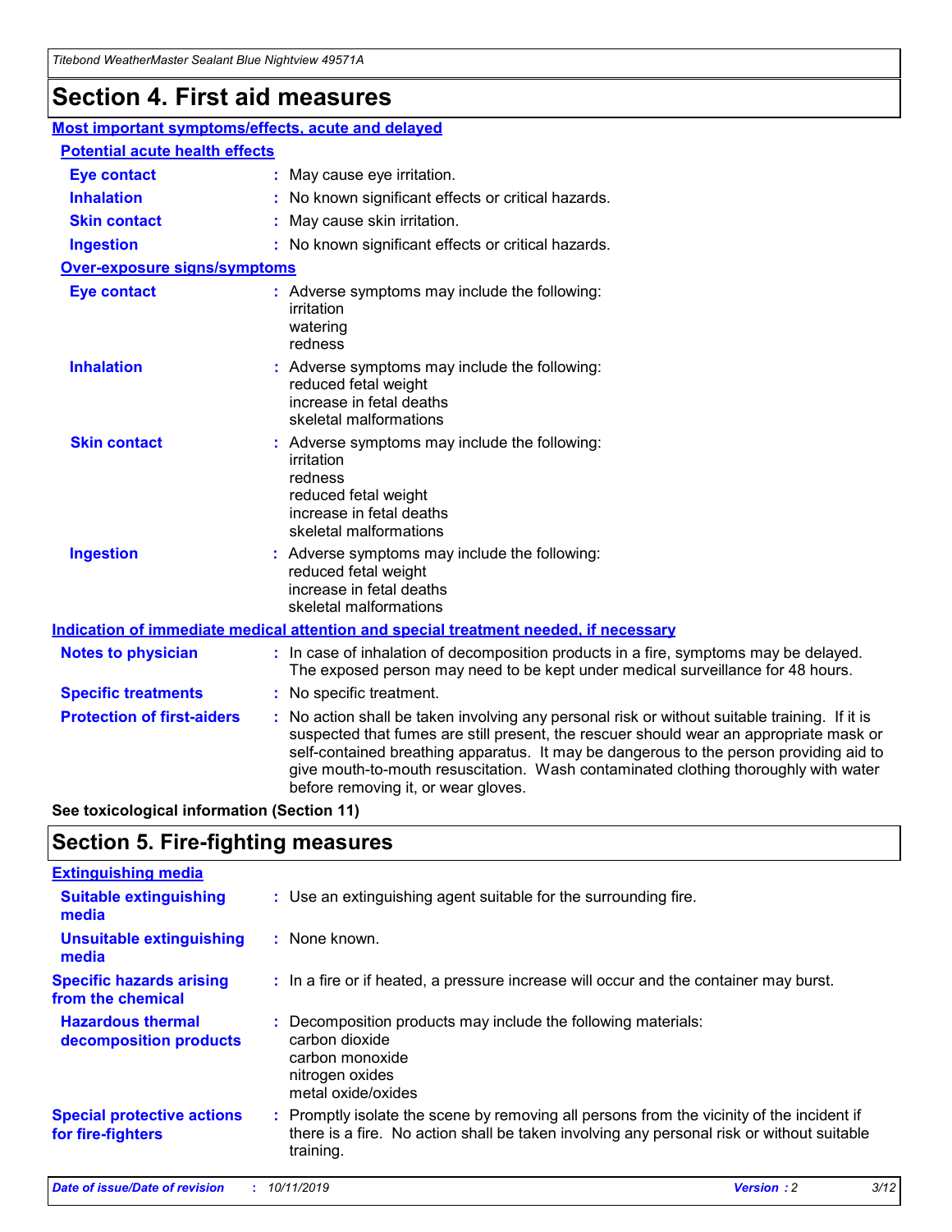# Section 4. First aid measures

## Most important symptoms/effects, acute and delayed

### Potential acute health effects

| | |
|---|---|
| **Eye contact** | : May cause eye irritation. |
| **Inhalation** | : No known significant effects or critical hazards. |
| **Skin contact** | : May cause skin irritation. |
| **Ingestion** | : No known significant effects or critical hazards. |

### Over-exposure signs/symptoms

| | |
|---|---|
| **Eye contact** | : Adverse symptoms may include the following: irritation watering redness |
| **Inhalation** | : Adverse symptoms may include the following: reduced fetal weight increase in fetal deaths skeletal malformations |
| **Skin contact** | : Adverse symptoms may include the following: irritation redness reduced fetal weight increase in fetal deaths skeletal malformations |
| **Ingestion** | : Adverse symptoms may include the following: reduced fetal weight increase in fetal deaths skeletal malformations |

## Indication of immediate medical attention and special treatment needed, if necessary

| | |
|---|---|
| **Notes to physician** | : In case of inhalation of decomposition products in a fire, symptoms may be delayed. The exposed person may need to be kept under medical surveillance for 48 hours. |
| **Specific treatments** | : No specific treatment. |
| **Protection of first-aiders** | : No action shall be taken involving any personal risk or without suitable training. If it is suspected that fumes are still present, the rescuer should wear an appropriate mask or self-contained breathing apparatus. It may be dangerous to the person providing aid to give mouth-to-mouth resuscitation. Wash contaminated clothing thoroughly with water before removing it, or wear gloves. |

**See toxicological information (Section 11)**

# Section 5. Fire-fighting measures

## Extinguishing media

| | |
|---|---|
| **Suitable extinguishing media** | : Use an extinguishing agent suitable for the surrounding fire. |
| **Unsuitable extinguishing media** | : None known. |
| **Specific hazards arising from the chemical** | : In a fire or if heated, a pressure increase will occur and the container may burst. |
| **Hazardous thermal decomposition products** | : Decomposition products may include the following materials: carbon dioxide carbon monoxide nitrogen oxides metal oxide/oxides |
| **Special protective actions for fire-fighters** | : Promptly isolate the scene by removing all persons from the vicinity of the incident if there is a fire. No action shall be taken involving any personal risk or without suitable training. |

*Date of issue/Date of revision* : *10/11/2019* *Version : 2*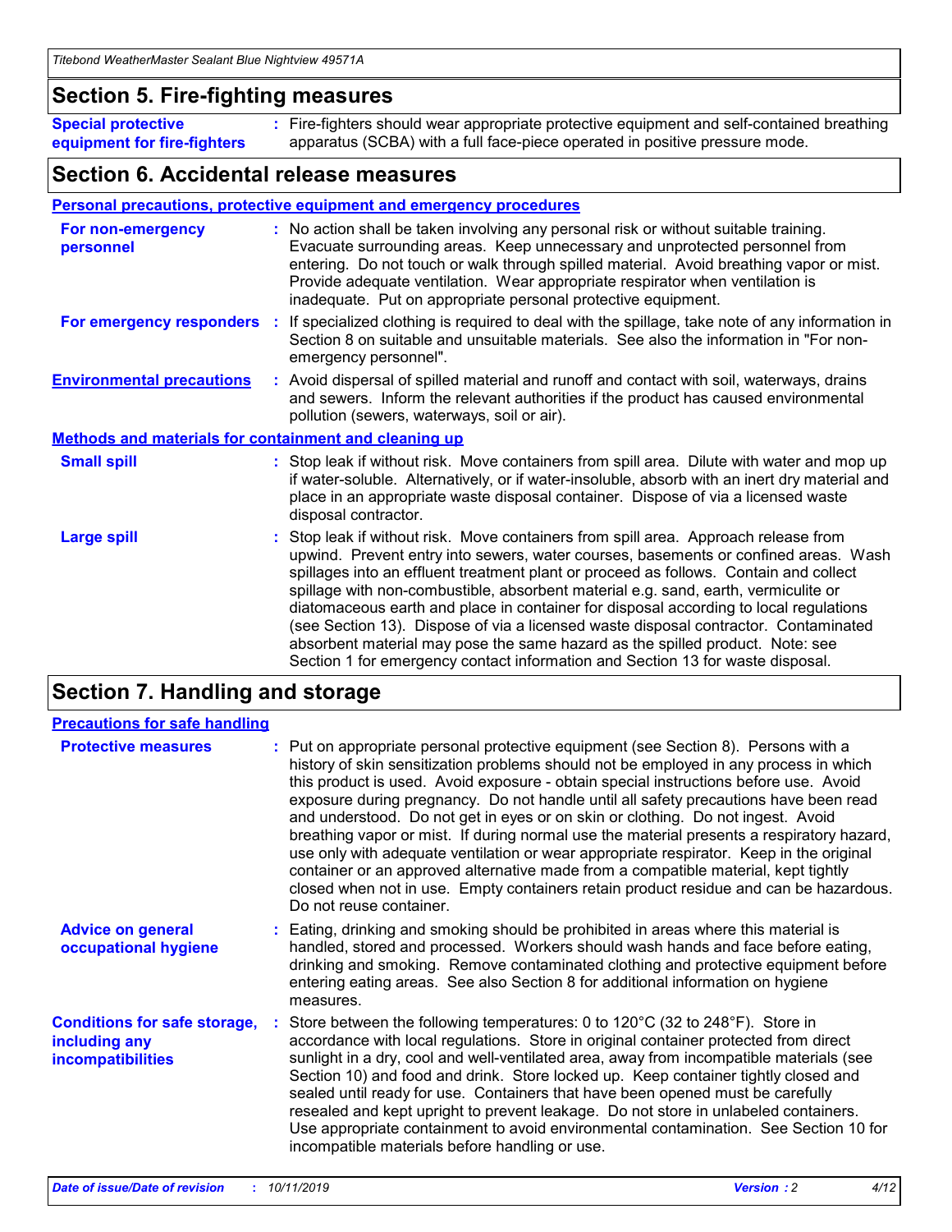## Section 5. Fire-fighting measures

**Special protective equipment for fire-fighters** : Fire-fighters should wear appropriate protective equipment and self-contained breathing apparatus (SCBA) with a full face-piece operated in positive pressure mode.

## Section 6. Accidental release measures

### Personal precautions, protective equipment and emergency procedures

**For non-emergency personnel** : No action shall be taken involving any personal risk or without suitable training. Evacuate surrounding areas. Keep unnecessary and unprotected personnel from entering. Do not touch or walk through spilled material. Avoid breathing vapor or mist. Provide adequate ventilation. Wear appropriate respirator when ventilation is inadequate. Put on appropriate personal protective equipment.

**For emergency responders** : If specialized clothing is required to deal with the spillage, take note of any information in Section 8 on suitable and unsuitable materials. See also the information in "For non-emergency personnel".

**Environmental precautions** : Avoid dispersal of spilled material and runoff and contact with soil, waterways, drains and sewers. Inform the relevant authorities if the product has caused environmental pollution (sewers, waterways, soil or air).

### Methods and materials for containment and cleaning up

**Small spill** : Stop leak if without risk. Move containers from spill area. Dilute with water and mop up if water-soluble. Alternatively, or if water-insoluble, absorb with an inert dry material and place in an appropriate waste disposal container. Dispose of via a licensed waste disposal contractor.

**Large spill** : Stop leak if without risk. Move containers from spill area. Approach release from upwind. Prevent entry into sewers, water courses, basements or confined areas. Wash spillages into an effluent treatment plant or proceed as follows. Contain and collect spillage with non-combustible, absorbent material e.g. sand, earth, vermiculite or diatomaceous earth and place in container for disposal according to local regulations (see Section 13). Dispose of via a licensed waste disposal contractor. Contaminated absorbent material may pose the same hazard as the spilled product. Note: see Section 1 for emergency contact information and Section 13 for waste disposal.

## Section 7. Handling and storage

### Precautions for safe handling

**Protective measures** : Put on appropriate personal protective equipment (see Section 8). Persons with a history of skin sensitization problems should not be employed in any process in which this product is used. Avoid exposure - obtain special instructions before use. Avoid exposure during pregnancy. Do not handle until all safety precautions have been read and understood. Do not get in eyes or on skin or clothing. Do not ingest. Avoid breathing vapor or mist. If during normal use the material presents a respiratory hazard, use only with adequate ventilation or wear appropriate respirator. Keep in the original container or an approved alternative made from a compatible material, kept tightly closed when not in use. Empty containers retain product residue and can be hazardous. Do not reuse container.

**Advice on general occupational hygiene** : Eating, drinking and smoking should be prohibited in areas where this material is handled, stored and processed. Workers should wash hands and face before eating, drinking and smoking. Remove contaminated clothing and protective equipment before entering eating areas. See also Section 8 for additional information on hygiene measures.

**Conditions for safe storage, including any incompatibilities** : Store between the following temperatures: 0 to 120°C (32 to 248°F). Store in accordance with local regulations. Store in original container protected from direct sunlight in a dry, cool and well-ventilated area, away from incompatible materials (see Section 10) and food and drink. Store locked up. Keep container tightly closed and sealed until ready for use. Containers that have been opened must be carefully resealed and kept upright to prevent leakage. Do not store in unlabeled containers. Use appropriate containment to avoid environmental contamination. See Section 10 for incompatible materials before handling or use.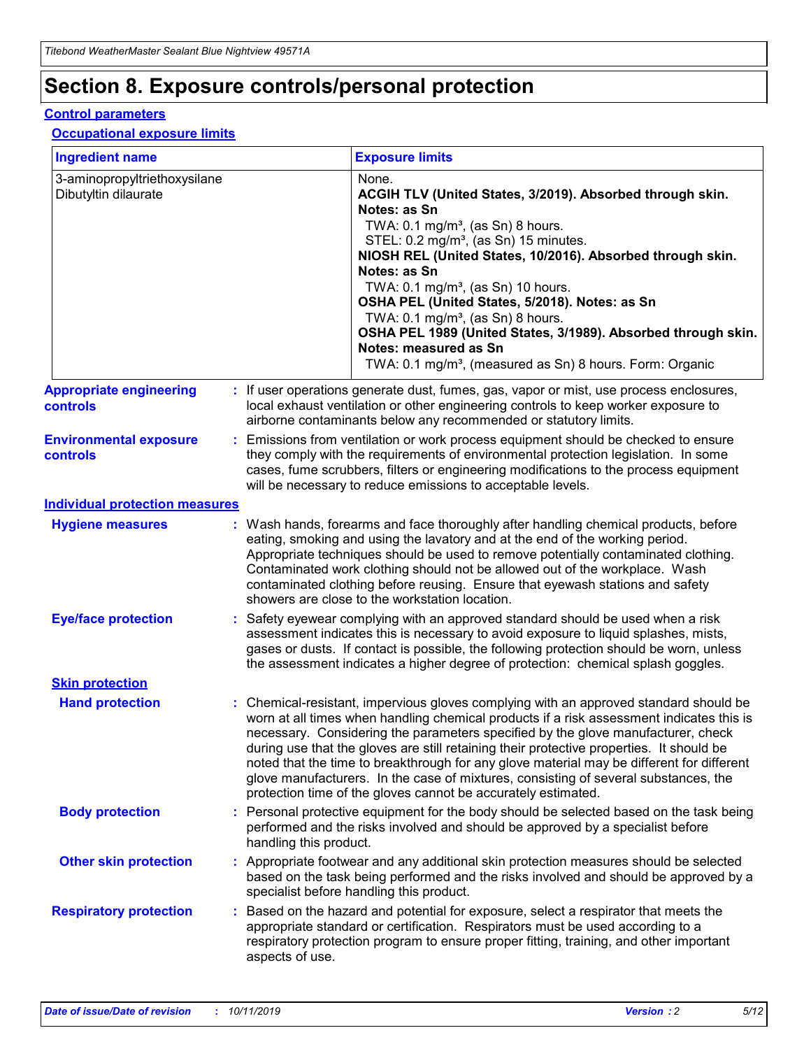# Section 8. Exposure controls/personal protection

## Control parameters

### Occupational exposure limits

| Ingredient name | Exposure limits |
| --- | --- |
| 3-aminopropyltriethoxysilane | None. |
| Dibutyltin dilaurate | **ACGIH TLV (United States, 3/2019). Absorbed through skin. Notes: as Sn**<br>TWA: 0.1 mg/m³, (as Sn) 8 hours.<br>STEL: 0.2 mg/m³, (as Sn) 15 minutes.<br>**NIOSH REL (United States, 10/2016). Absorbed through skin. Notes: as Sn**<br>TWA: 0.1 mg/m³, (as Sn) 10 hours.<br>**OSHA PEL (United States, 5/2018). Notes: as Sn**<br>TWA: 0.1 mg/m³, (as Sn) 8 hours.<br>**OSHA PEL 1989 (United States, 3/1989). Absorbed through skin. Notes: measured as Sn**<br>TWA: 0.1 mg/m³, (measured as Sn) 8 hours. Form: Organic |

**Appropriate engineering controls** : If user operations generate dust, fumes, gas, vapor or mist, use process enclosures, local exhaust ventilation or other engineering controls to keep worker exposure to airborne contaminants below any recommended or statutory limits.

**Environmental exposure controls** : Emissions from ventilation or work process equipment should be checked to ensure they comply with the requirements of environmental protection legislation. In some cases, fume scrubbers, filters or engineering modifications to the process equipment will be necessary to reduce emissions to acceptable levels.

## Individual protection measures

**Hygiene measures** : Wash hands, forearms and face thoroughly after handling chemical products, before eating, smoking and using the lavatory and at the end of the working period. Appropriate techniques should be used to remove potentially contaminated clothing. Contaminated work clothing should not be allowed out of the workplace. Wash contaminated clothing before reusing. Ensure that eyewash stations and safety showers are close to the workstation location.

**Eye/face protection** : Safety eyewear complying with an approved standard should be used when a risk assessment indicates this is necessary to avoid exposure to liquid splashes, mists, gases or dusts. If contact is possible, the following protection should be worn, unless the assessment indicates a higher degree of protection: chemical splash goggles.

### Skin protection

**Hand protection** : Chemical-resistant, impervious gloves complying with an approved standard should be worn at all times when handling chemical products if a risk assessment indicates this is necessary. Considering the parameters specified by the glove manufacturer, check during use that the gloves are still retaining their protective properties. It should be noted that the time to breakthrough for any glove material may be different for different glove manufacturers. In the case of mixtures, consisting of several substances, the protection time of the gloves cannot be accurately estimated.

**Body protection** : Personal protective equipment for the body should be selected based on the task being performed and the risks involved and should be approved by a specialist before handling this product.

**Other skin protection** : Appropriate footwear and any additional skin protection measures should be selected based on the task being performed and the risks involved and should be approved by a specialist before handling this product.

**Respiratory protection** : Based on the hazard and potential for exposure, select a respirator that meets the appropriate standard or certification. Respirators must be used according to a respiratory protection program to ensure proper fitting, training, and other important aspects of use.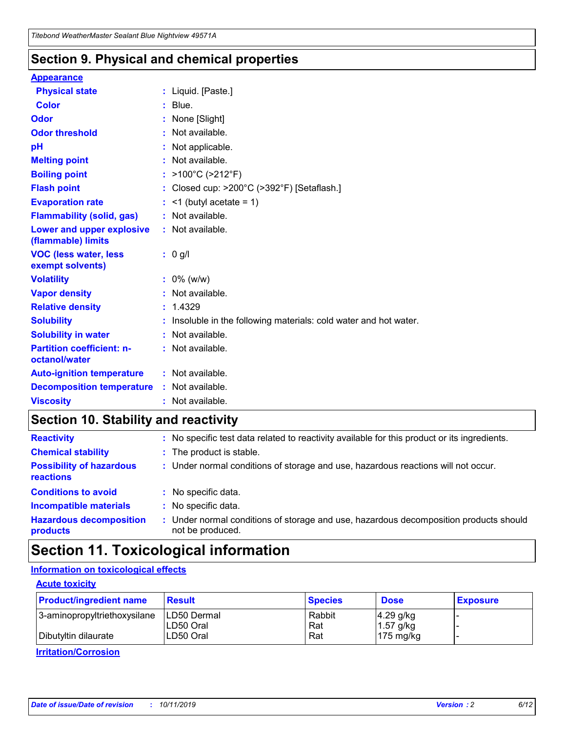# Section 9. Physical and chemical properties

**Appearance**

| | |
|---|---|
| **Physical state** | : Liquid. [Paste.] |
| **Color** | : Blue. |
| **Odor** | : None [Slight] |
| **Odor threshold** | : Not available. |
| **pH** | : Not applicable. |
| **Melting point** | : Not available. |
| **Boiling point** | : >100°C (>212°F) |
| **Flash point** | : Closed cup: >200°C (>392°F) [Setaflash.] |
| **Evaporation rate** | : <1 (butyl acetate = 1) |
| **Flammability (solid, gas)** | : Not available. |
| **Lower and upper explosive (flammable) limits** | : Not available. |
| **VOC (less water, less exempt solvents)** | : 0 g/l |
| **Volatility** | : 0% (w/w) |
| **Vapor density** | : Not available. |
| **Relative density** | : 1.4329 |
| **Solubility** | : Insoluble in the following materials: cold water and hot water. |
| **Solubility in water** | : Not available. |
| **Partition coefficient: n-octanol/water** | : Not available. |
| **Auto-ignition temperature** | : Not available. |
| **Decomposition temperature** | : Not available. |
| **Viscosity** | : Not available. |

# Section 10. Stability and reactivity

| | |
|---|---|
| **Reactivity** | : No specific test data related to reactivity available for this product or its ingredients. |
| **Chemical stability** | : The product is stable. |
| **Possibility of hazardous reactions** | : Under normal conditions of storage and use, hazardous reactions will not occur. |
| **Conditions to avoid** | : No specific data. |
| **Incompatible materials** | : No specific data. |
| **Hazardous decomposition products** | : Under normal conditions of storage and use, hazardous decomposition products should not be produced. |

# Section 11. Toxicological information

**Information on toxicological effects**

**Acute toxicity**

| Product/ingredient name | Result | Species | Dose | Exposure |
|---|---|---|---|---|
| 3-aminopropyltriethoxysilane | LD50 Dermal | Rabbit | 4.29 g/kg | - |
| | LD50 Oral | Rat | 1.57 g/kg | - |
| Dibutyltin dilaurate | LD50 Oral | Rat | 175 mg/kg | - |

**Irritation/Corrosion**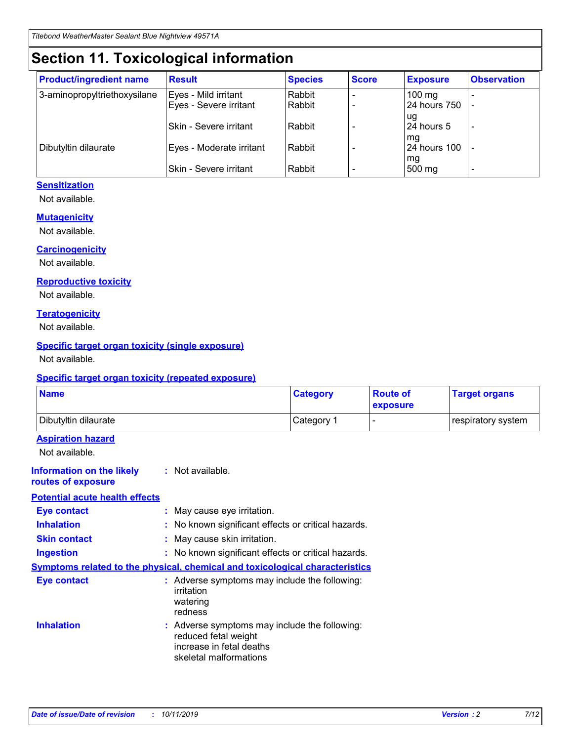# Section 11. Toxicological information

| Product/ingredient name | Result | Species | Score | Exposure | Observation |
|---|---|---|---|---|---|
| 3-aminopropyltriethoxysilane | Eyes - Mild irritant | Rabbit | - | 100 mg | - |
| | Eyes - Severe irritant | Rabbit | - | 24 hours 750 ug | - |
| | Skin - Severe irritant | Rabbit | - | 24 hours 5 mg | - |
| Dibutyltin dilaurate | Eyes - Moderate irritant | Rabbit | - | 24 hours 100 mg | - |
| | Skin - Severe irritant | Rabbit | - | 500 mg | - |

### Sensitization

Not available.

### Mutagenicity

Not available.

### Carcinogenicity

Not available.

### Reproductive toxicity

Not available.

### Teratogenicity

Not available.

### Specific target organ toxicity (single exposure)

Not available.

### Specific target organ toxicity (repeated exposure)

| Name | Category | Route of exposure | Target organs |
|---|---|---|---|
| Dibutyltin dilaurate | Category 1 | - | respiratory system |

### Aspiration hazard

Not available.

**Information on the likely routes of exposure** : Not available.

### Potential acute health effects

**Eye contact** : May cause eye irritation.

**Inhalation** : No known significant effects or critical hazards.

**Skin contact** : May cause skin irritation.

**Ingestion** : No known significant effects or critical hazards.

### Symptoms related to the physical, chemical and toxicological characteristics

**Eye contact** : Adverse symptoms may include the following:
irritation
watering
redness

**Inhalation** : Adverse symptoms may include the following:
reduced fetal weight
increase in fetal deaths
skeletal malformations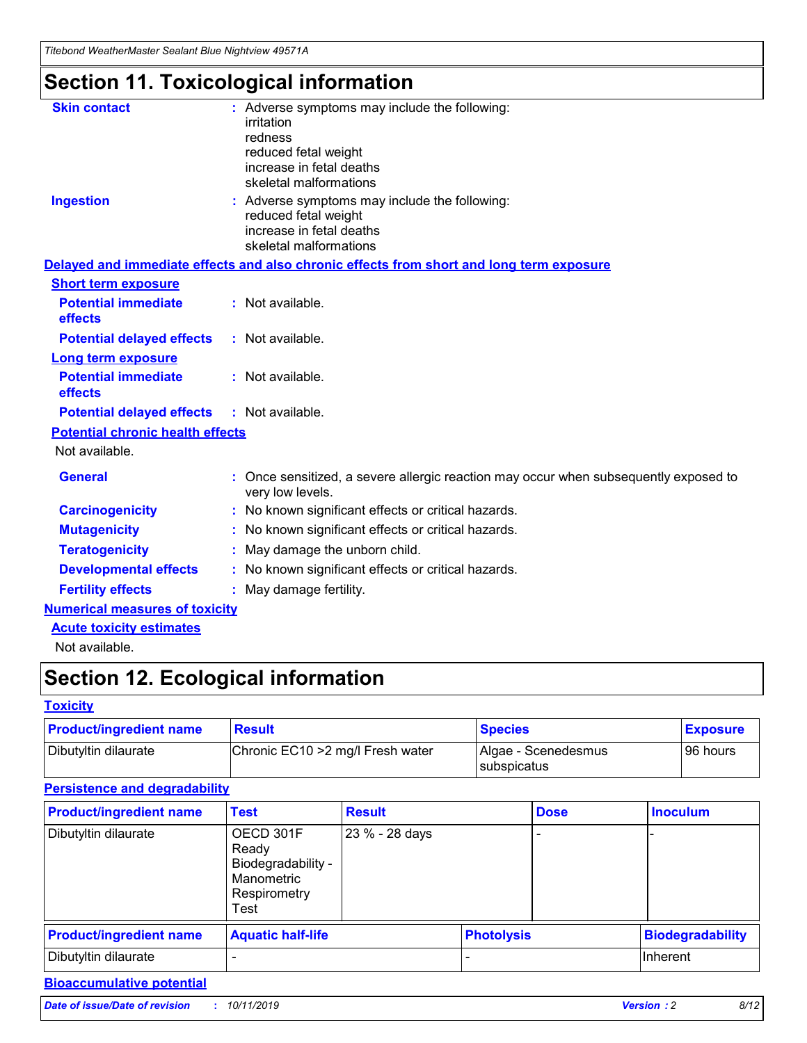# Section 11. Toxicological information

**Skin contact** : Adverse symptoms may include the following:
irritation
redness
reduced fetal weight
increase in fetal deaths
skeletal malformations

**Ingestion** : Adverse symptoms may include the following:
reduced fetal weight
increase in fetal deaths
skeletal malformations

**Delayed and immediate effects and also chronic effects from short and long term exposure**

**Short term exposure**

**Potential immediate effects** : Not available.

**Potential delayed effects** : Not available.

**Long term exposure**

**Potential immediate effects** : Not available.

**Potential delayed effects** : Not available.

**Potential chronic health effects**

Not available.

**General** : Once sensitized, a severe allergic reaction may occur when subsequently exposed to very low levels.

**Carcinogenicity** : No known significant effects or critical hazards.

**Mutagenicity** : No known significant effects or critical hazards.

**Teratogenicity** : May damage the unborn child.

**Developmental effects** : No known significant effects or critical hazards.

**Fertility effects** : May damage fertility.

**Numerical measures of toxicity**

**Acute toxicity estimates**

Not available.

# Section 12. Ecological information

**Toxicity**

| Product/ingredient name | Result | Species | Exposure |
|---|---|---|---|
| Dibutyltin dilaurate | Chronic EC10 >2 mg/l Fresh water | Algae - Scenedesmus subspicatus | 96 hours |

**Persistence and degradability**

| Product/ingredient name | Test | Result | Dose | Inoculum |
|---|---|---|---|---|
| Dibutyltin dilaurate | OECD 301F Ready Biodegradability - Manometric Respirometry Test | 23 % - 28 days | - | - |

| Product/ingredient name | Aquatic half-life | Photolysis | Biodegradability |
|---|---|---|---|
| Dibutyltin dilaurate | - | - | Inherent |

**Bioaccumulative potential**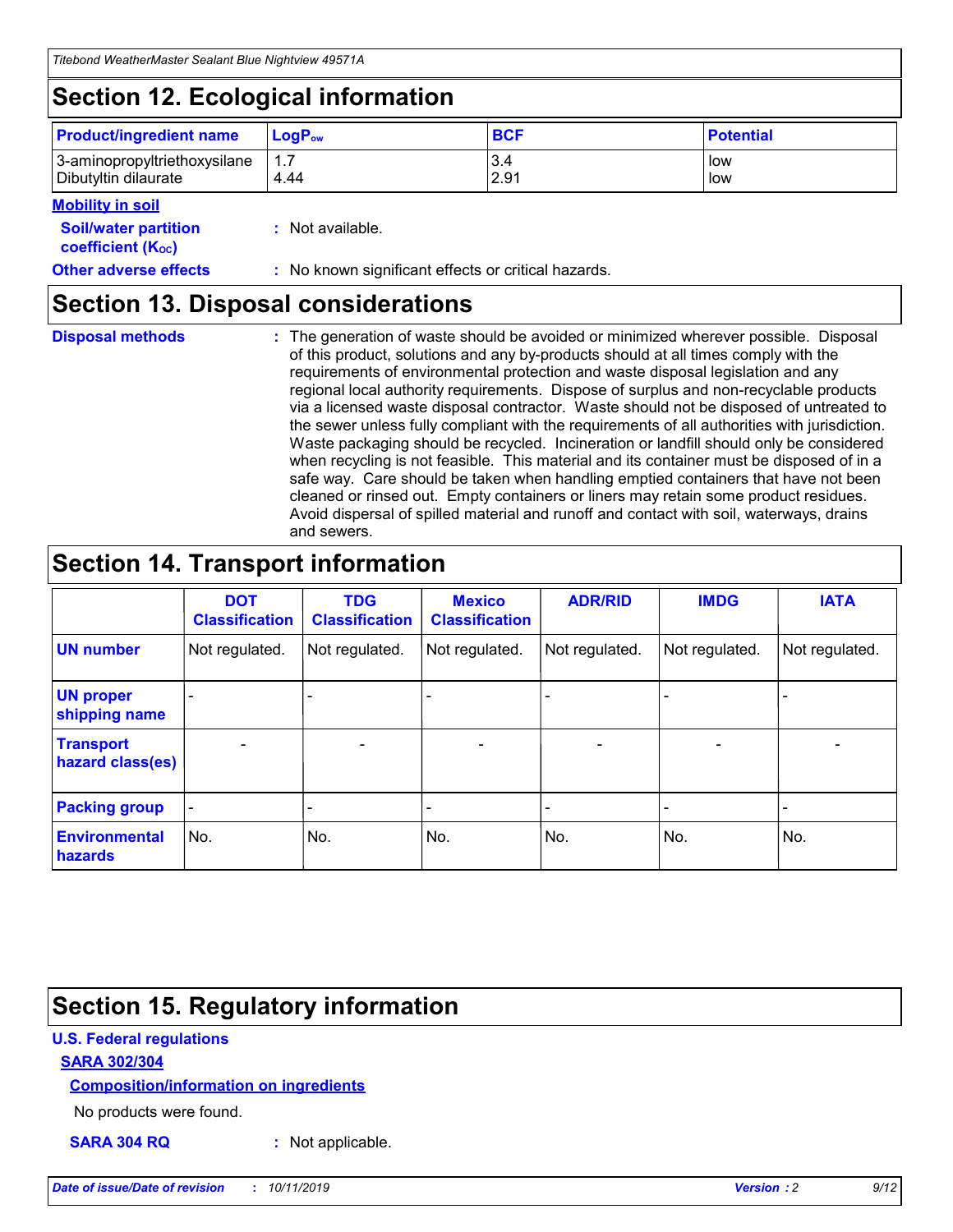## Section 12. Ecological information

| Product/ingredient name | $LogP_{ow}$ | BCF | Potential |
|---|---|---|---|
| 3-aminopropyltriethoxysilane | 1.7 | 3.4 | low |
| Dibutyltin dilaurate | 4.44 | 2.91 | low |

**Mobility in soil**

**Soil/water partition coefficient ($K_{OC}$)** : Not available.

**Other adverse effects** : No known significant effects or critical hazards.

## Section 13. Disposal considerations

**Disposal methods** : The generation of waste should be avoided or minimized wherever possible. Disposal of this product, solutions and any by-products should at all times comply with the requirements of environmental protection and waste disposal legislation and any regional local authority requirements. Dispose of surplus and non-recyclable products via a licensed waste disposal contractor. Waste should not be disposed of untreated to the sewer unless fully compliant with the requirements of all authorities with jurisdiction. Waste packaging should be recycled. Incineration or landfill should only be considered when recycling is not feasible. This material and its container must be disposed of in a safe way. Care should be taken when handling emptied containers that have not been cleaned or rinsed out. Empty containers or liners may retain some product residues. Avoid dispersal of spilled material and runoff and contact with soil, waterways, drains and sewers.

## Section 14. Transport information

| | DOT Classification | TDG Classification | Mexico Classification | ADR/RID | IMDG | IATA |
|---|---|---|---|---|---|---|
| UN number | Not regulated. | Not regulated. | Not regulated. | Not regulated. | Not regulated. | Not regulated. |
| UN proper shipping name | - | - | - | - | - | - |
| Transport hazard class(es) | - | - | - | - | - | - |
| Packing group | - | - | - | - | - | - |
| Environmental hazards | No. | No. | No. | No. | No. | No. |

## Section 15. Regulatory information

**U.S. Federal regulations**

**SARA 302/304**

**Composition/information on ingredients**

No products were found.

**SARA 304 RQ** : Not applicable.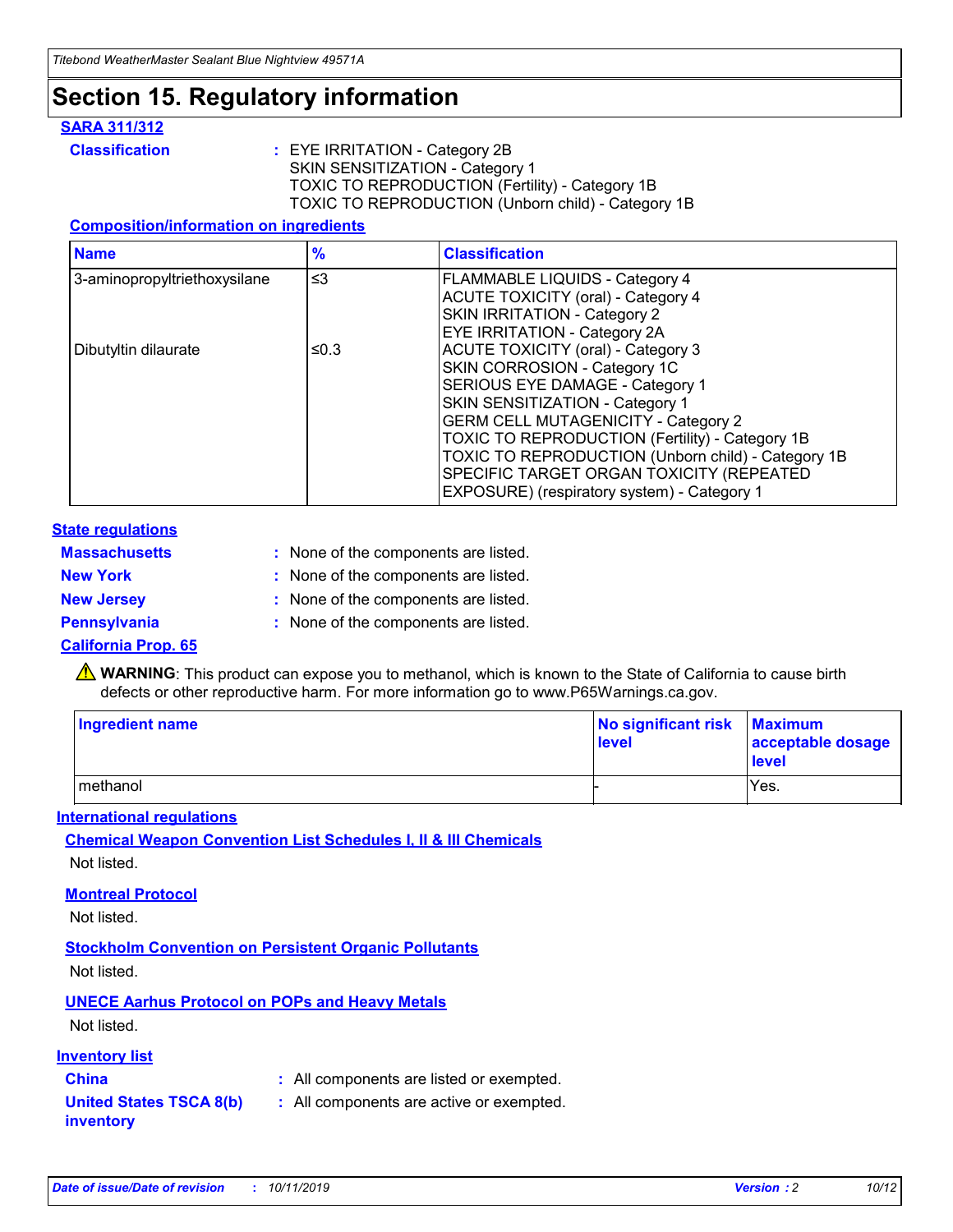# Section 15. Regulatory information

**SARA 311/312**

**Classification** : EYE IRRITATION - Category 2B
SKIN SENSITIZATION - Category 1
TOXIC TO REPRODUCTION (Fertility) - Category 1B
TOXIC TO REPRODUCTION (Unborn child) - Category 1B

**Composition/information on ingredients**

| Name | % | Classification |
|---|---|---|
| 3-aminopropyltriethoxysilane | ≤3 | FLAMMABLE LIQUIDS - Category 4<br>ACUTE TOXICITY (oral) - Category 4<br>SKIN IRRITATION - Category 2<br>EYE IRRITATION - Category 2A |
| Dibutyltin dilaurate | ≤0.3 | ACUTE TOXICITY (oral) - Category 3<br>SKIN CORROSION - Category 1C<br>SERIOUS EYE DAMAGE - Category 1<br>SKIN SENSITIZATION - Category 1<br>GERM CELL MUTAGENICITY - Category 2<br>TOXIC TO REPRODUCTION (Fertility) - Category 1B<br>TOXIC TO REPRODUCTION (Unborn child) - Category 1B<br>SPECIFIC TARGET ORGAN TOXICITY (REPEATED EXPOSURE) (respiratory system) - Category 1 |

**State regulations**

**Massachusetts** : None of the components are listed.
**New York** : None of the components are listed.
**New Jersey** : None of the components are listed.
**Pennsylvania** : None of the components are listed.

**California Prop. 65**

⚠ **WARNING**: This product can expose you to methanol, which is known to the State of California to cause birth defects or other reproductive harm. For more information go to www.P65Warnings.ca.gov.

| Ingredient name | No significant risk level | Maximum acceptable dosage level |
|---|---|---|
| methanol | - | Yes. |

**International regulations**

**Chemical Weapon Convention List Schedules I, II & III Chemicals**
Not listed.

**Montreal Protocol**
Not listed.

**Stockholm Convention on Persistent Organic Pollutants**
Not listed.

**UNECE Aarhus Protocol on POPs and Heavy Metals**
Not listed.

**Inventory list**

**China** : All components are listed or exempted.
**United States TSCA 8(b) inventory** : All components are active or exempted.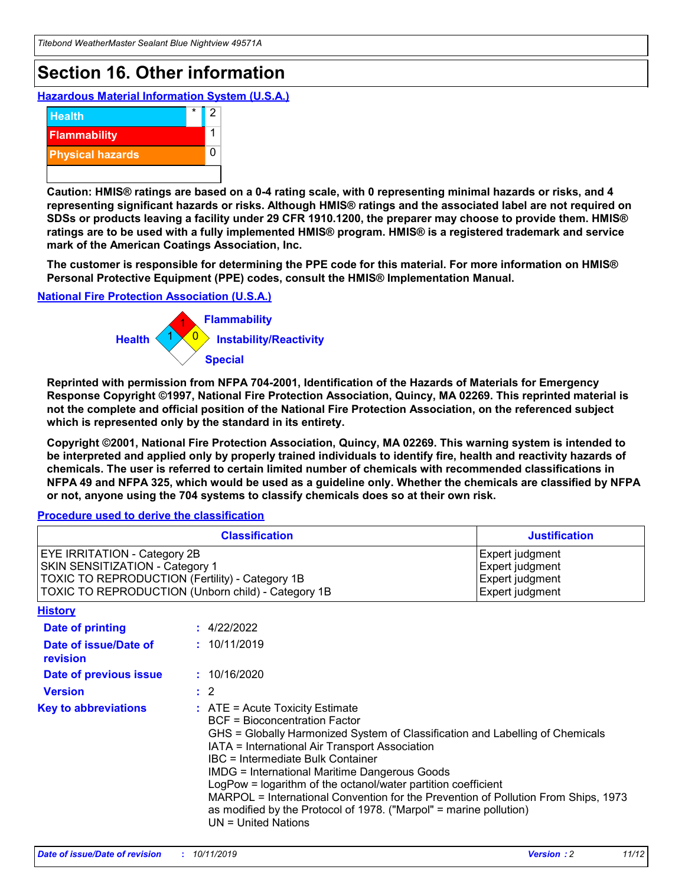# Section 16. Other information

**Hazardous Material Information System (U.S.A.)**

| | | |
|---|---|---|
| Health | * | 2 |
| Flammability | | 1 |
| Physical hazards | | 0 |

**Caution: HMIS® ratings are based on a 0-4 rating scale, with 0 representing minimal hazards or risks, and 4 representing significant hazards or risks. Although HMIS® ratings and the associated label are not required on SDSs or products leaving a facility under 29 CFR 1910.1200, the preparer may choose to provide them. HMIS® ratings are to be used with a fully implemented HMIS® program. HMIS® is a registered trademark and service mark of the American Coatings Association, Inc.**

**The customer is responsible for determining the PPE code for this material. For more information on HMIS® Personal Protective Equipment (PPE) codes, consult the HMIS® Implementation Manual.**

**National Fire Protection Association (U.S.A.)**

Flammability: 1
Health: 1
Instability/Reactivity: 0
Special

**Reprinted with permission from NFPA 704-2001, Identification of the Hazards of Materials for Emergency Response Copyright ©1997, National Fire Protection Association, Quincy, MA 02269. This reprinted material is not the complete and official position of the National Fire Protection Association, on the referenced subject which is represented only by the standard in its entirety.**

**Copyright ©2001, National Fire Protection Association, Quincy, MA 02269. This warning system is intended to be interpreted and applied only by properly trained individuals to identify fire, health and reactivity hazards of chemicals. The user is referred to certain limited number of chemicals with recommended classifications in NFPA 49 and NFPA 325, which would be used as a guideline only. Whether the chemicals are classified by NFPA or not, anyone using the 704 systems to classify chemicals does so at their own risk.**

**Procedure used to derive the classification**

| Classification | Justification |
|---|---|
| EYE IRRITATION - Category 2B | Expert judgment |
| SKIN SENSITIZATION - Category 1 | Expert judgment |
| TOXIC TO REPRODUCTION (Fertility) - Category 1B | Expert judgment |
| TOXIC TO REPRODUCTION (Unborn child) - Category 1B | Expert judgment |

**History**

**Date of printing** : 4/22/2022

**Date of issue/Date of revision** : 10/11/2019

**Date of previous issue** : 10/16/2020

**Version** : 2

**Key to abbreviations** : ATE = Acute Toxicity Estimate
BCF = Bioconcentration Factor
GHS = Globally Harmonized System of Classification and Labelling of Chemicals
IATA = International Air Transport Association
IBC = Intermediate Bulk Container
IMDG = International Maritime Dangerous Goods
LogPow = logarithm of the octanol/water partition coefficient
MARPOL = International Convention for the Prevention of Pollution From Ships, 1973 as modified by the Protocol of 1978. ("Marpol" = marine pollution)
UN = United Nations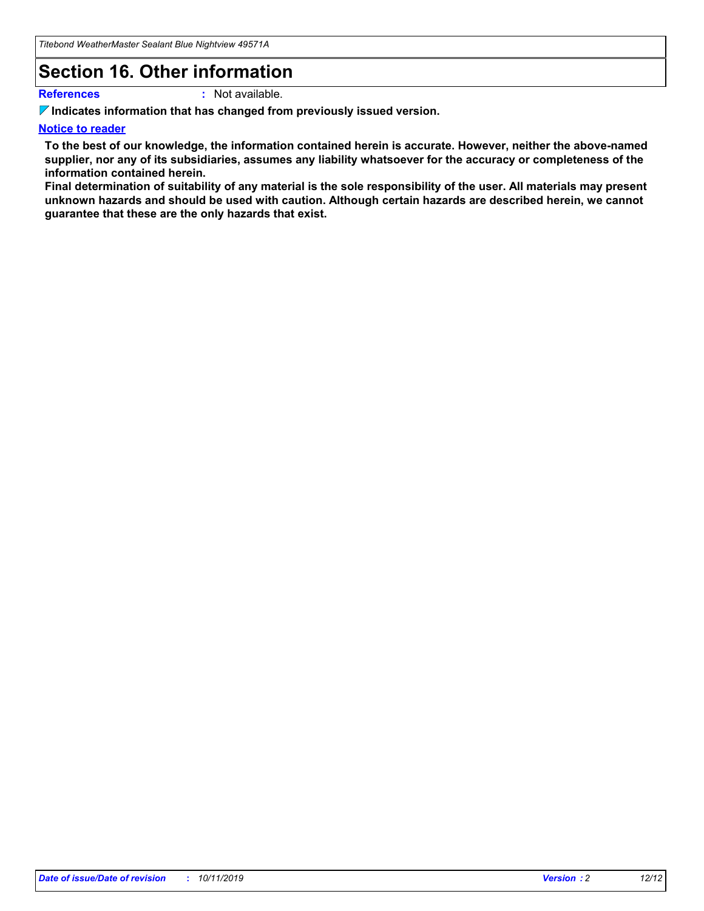# Section 16. Other information

**References** : Not available.

**Indicates information that has changed from previously issued version.**

**Notice to reader**

**To the best of our knowledge, the information contained herein is accurate. However, neither the above-named supplier, nor any of its subsidiaries, assumes any liability whatsoever for the accuracy or completeness of the information contained herein.**

**Final determination of suitability of any material is the sole responsibility of the user. All materials may present unknown hazards and should be used with caution. Although certain hazards are described herein, we cannot guarantee that these are the only hazards that exist.**